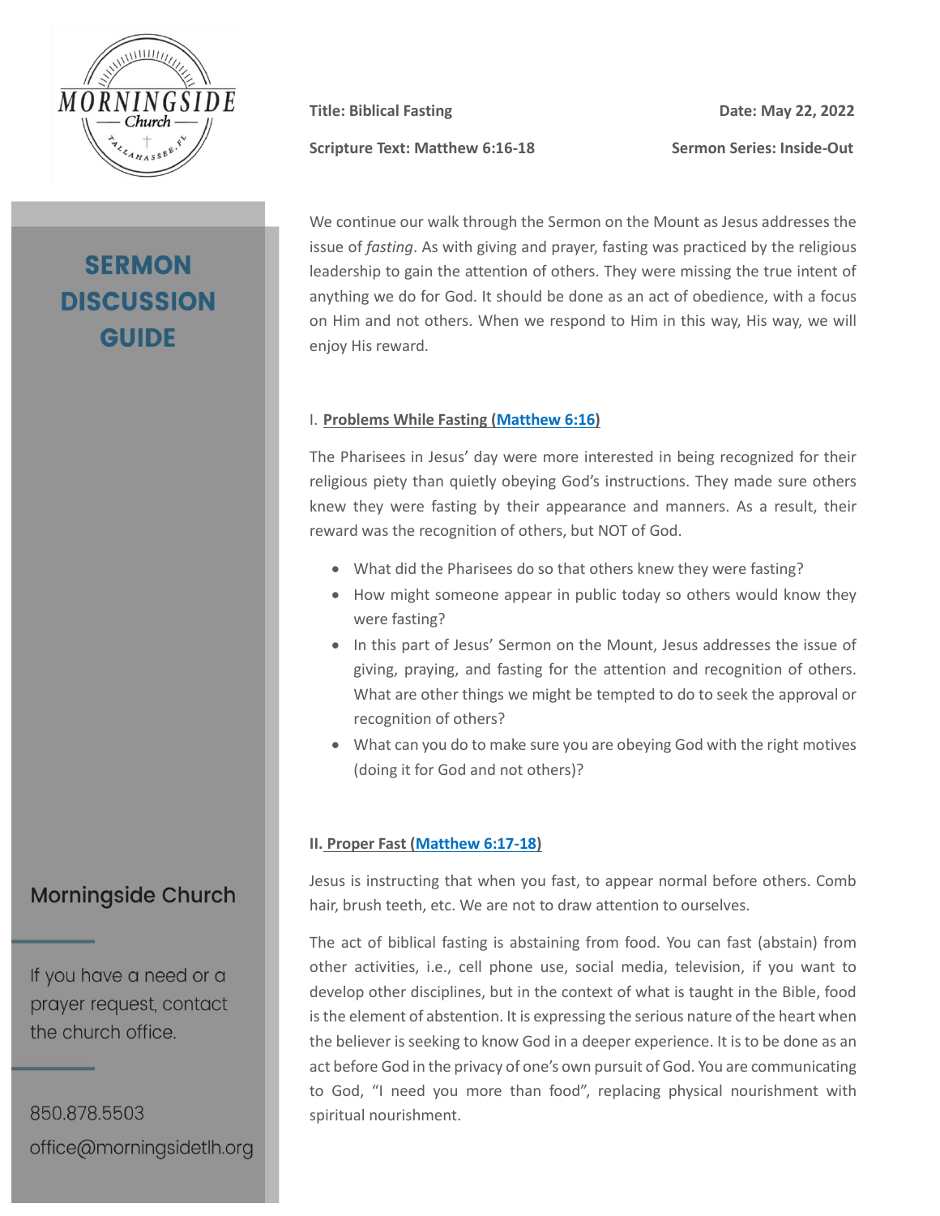# SERMON DISCUSSION GUIDE

**Title: Biblical Fasting** | **Date: May 22, 2022**

**Scripture Text: Matthew 6:16-18** | **Sermon Series: Inside-Out**

We continue our walk through the Sermon on the Mount as Jesus addresses the issue of *fasting*. As with giving and prayer, fasting was practiced by the religious leadership to gain the attention of others. They were missing the true intent of anything we do for God. It should be done as an act of obedience, with a focus on Him and not others. When we respond to Him in this way, His way, we will enjoy His reward.

## I. Problems While Fasting (Matthew 6:16)

The Pharisees in Jesus' day were more interested in being recognized for their religious piety than quietly obeying God's instructions. They made sure others knew they were fasting by their appearance and manners. As a result, their reward was the recognition of others, but NOT of God.

- What did the Pharisees do so that others knew they were fasting?
- How might someone appear in public today so others would know they were fasting?
- In this part of Jesus' Sermon on the Mount, Jesus addresses the issue of giving, praying, and fasting for the attention and recognition of others. What are other things we might be tempted to do to seek the approval or recognition of others?
- What can you do to make sure you are obeying God with the right motives (doing it for God and not others)?

## II. Proper Fast (Matthew 6:17-18)

Jesus is instructing that when you fast, to appear normal before others. Comb hair, brush teeth, etc. We are not to draw attention to ourselves.

The act of biblical fasting is abstaining from food. You can fast (abstain) from other activities, i.e., cell phone use, social media, television, if you want to develop other disciplines, but in the context of what is taught in the Bible, food is the element of abstention. It is expressing the serious nature of the heart when the believer is seeking to know God in a deeper experience. It is to be done as an act before God in the privacy of one's own pursuit of God. You are communicating to God, "I need you more than food", replacing physical nourishment with spiritual nourishment.

---

**Morningside Church**

If you have a need or a prayer request, contact the church office.

850.878.5503
office@morningsidetlh.org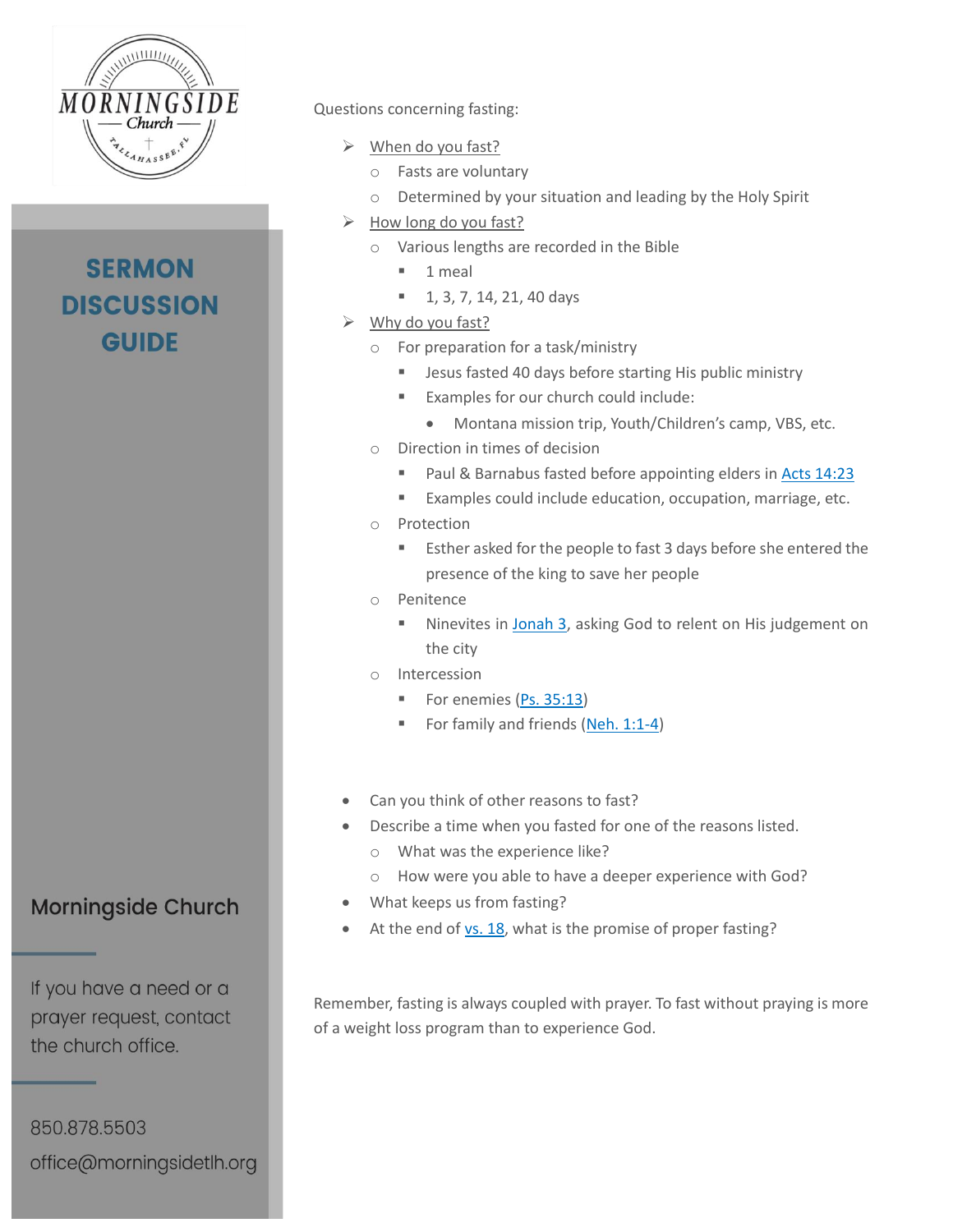MORNINGSIDE Church TALLAHASSEE, FL

**SERMON DISCUSSION GUIDE**

Questions concerning fasting:

- When do you fast?
  - Fasts are voluntary
  - Determined by your situation and leading by the Holy Spirit
- How long do you fast?
  - Various lengths are recorded in the Bible
    - 1 meal
    - 1, 3, 7, 14, 21, 40 days
- Why do you fast?
  - For preparation for a task/ministry
    - Jesus fasted 40 days before starting His public ministry
    - Examples for our church could include:
      - Montana mission trip, Youth/Children's camp, VBS, etc.
  - Direction in times of decision
    - Paul & Barnabus fasted before appointing elders in Acts 14:23
    - Examples could include education, occupation, marriage, etc.
  - Protection
    - Esther asked for the people to fast 3 days before she entered the presence of the king to save her people
  - Penitence
    - Ninevites in Jonah 3, asking God to relent on His judgement on the city
  - Intercession
    - For enemies (Ps. 35:13)
    - For family and friends (Neh. 1:1-4)

- Can you think of other reasons to fast?
- Describe a time when you fasted for one of the reasons listed.
  - What was the experience like?
  - How were you able to have a deeper experience with God?
- What keeps us from fasting?
- At the end of vs. 18, what is the promise of proper fasting?

Remember, fasting is always coupled with prayer. To fast without praying is more of a weight loss program than to experience God.

Morningside Church

If you have a need or a prayer request, contact the church office.

850.878.5503

office@morningsidetlh.org